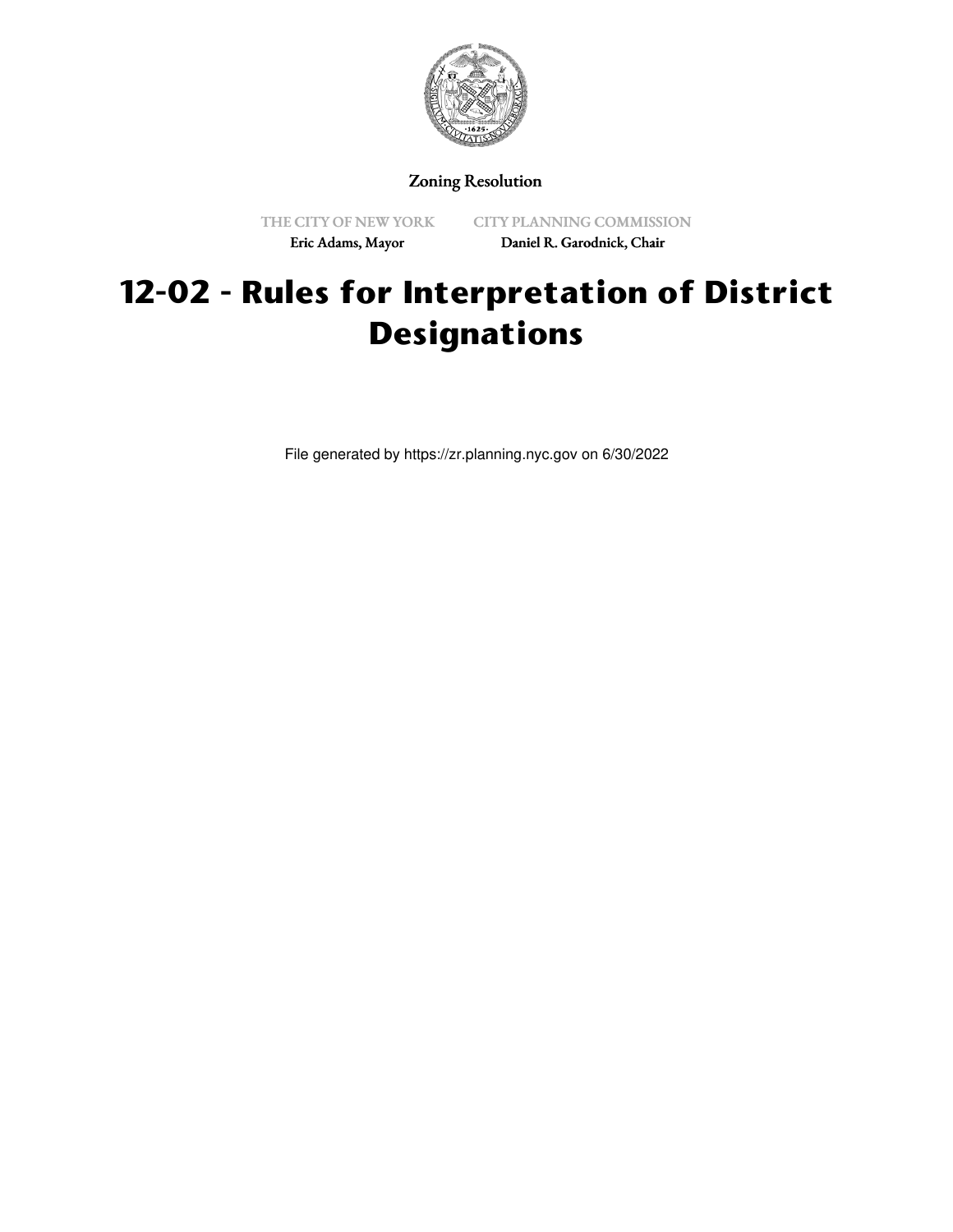Zoning Resolution

THE CITY OF NEW YORK
Eric Adams, Mayor

CITY PLANNING COMMISSION
Daniel R. Garodnick, Chair

# 12-02 - Rules for Interpretation of District Designations

File generated by https://zr.planning.nyc.gov on 6/30/2022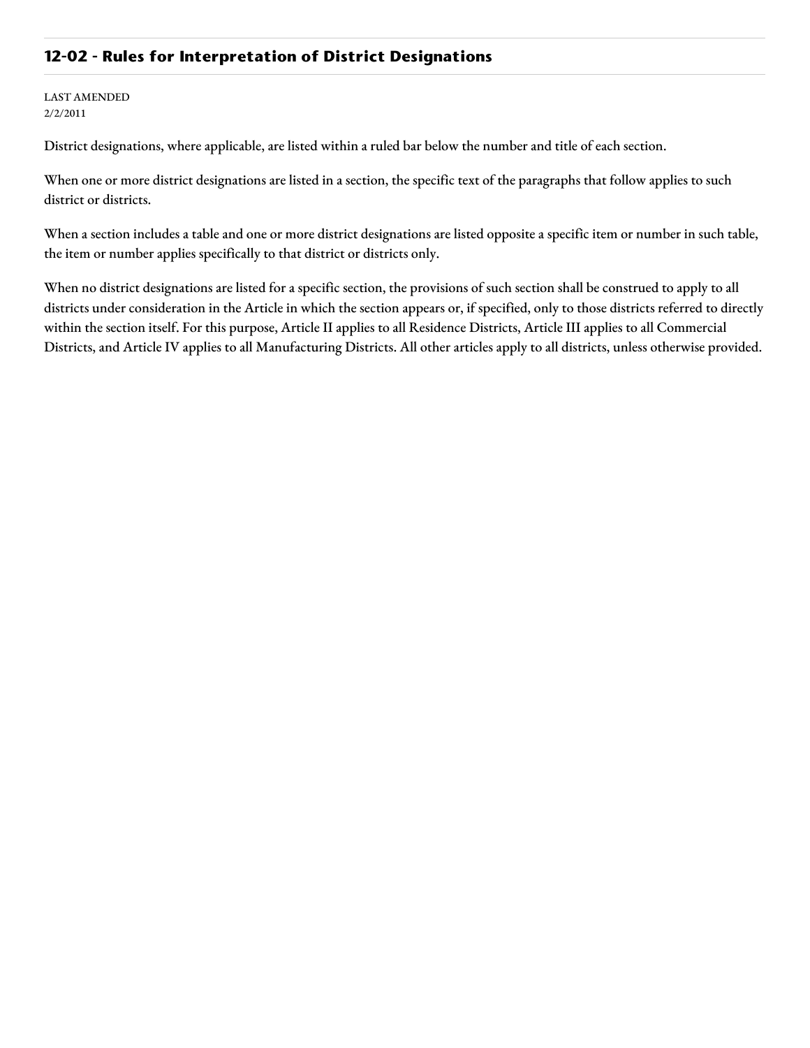## 12-02 - Rules for Interpretation of District Designations

LAST AMENDED
2/2/2011

District designations, where applicable, are listed within a ruled bar below the number and title of each section.

When one or more district designations are listed in a section, the specific text of the paragraphs that follow applies to such district or districts.

When a section includes a table and one or more district designations are listed opposite a specific item or number in such table, the item or number applies specifically to that district or districts only.

When no district designations are listed for a specific section, the provisions of such section shall be construed to apply to all districts under consideration in the Article in which the section appears or, if specified, only to those districts referred to directly within the section itself. For this purpose, Article II applies to all Residence Districts, Article III applies to all Commercial Districts, and Article IV applies to all Manufacturing Districts. All other articles apply to all districts, unless otherwise provided.